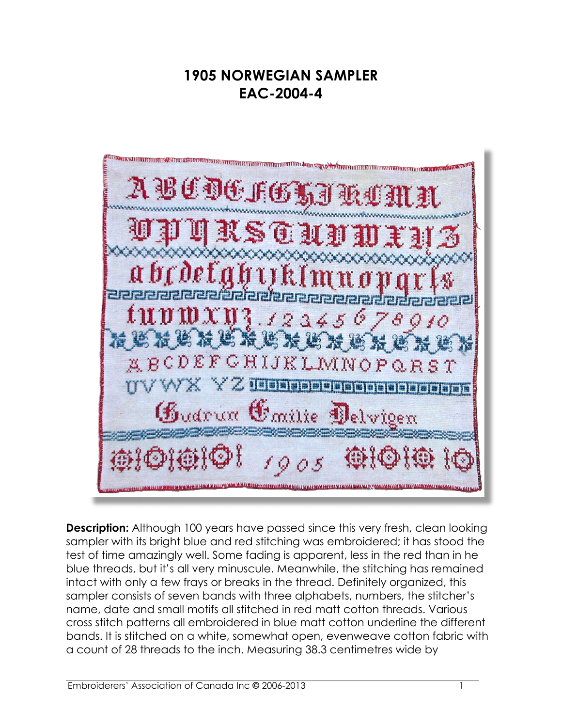# 1905 NORWEGIAN SAMPLER
# EAC-2004-4

**Description:** Although 100 years have passed since this very fresh, clean looking sampler with its bright blue and red stitching was embroidered; it has stood the test of time amazingly well. Some fading is apparent, less in the red than in he blue threads, but it's all very minuscule. Meanwhile, the stitching has remained intact with only a few frays or breaks in the thread. Definitely organized, this sampler consists of seven bands with three alphabets, numbers, the stitcher's name, date and small motifs all stitched in red matt cotton threads. Various cross stitch patterns all embroidered in blue matt cotton underline the different bands. It is stitched on a white, somewhat open, evenweave cotton fabric with a count of 28 threads to the inch. Measuring 38.3 centimetres wide by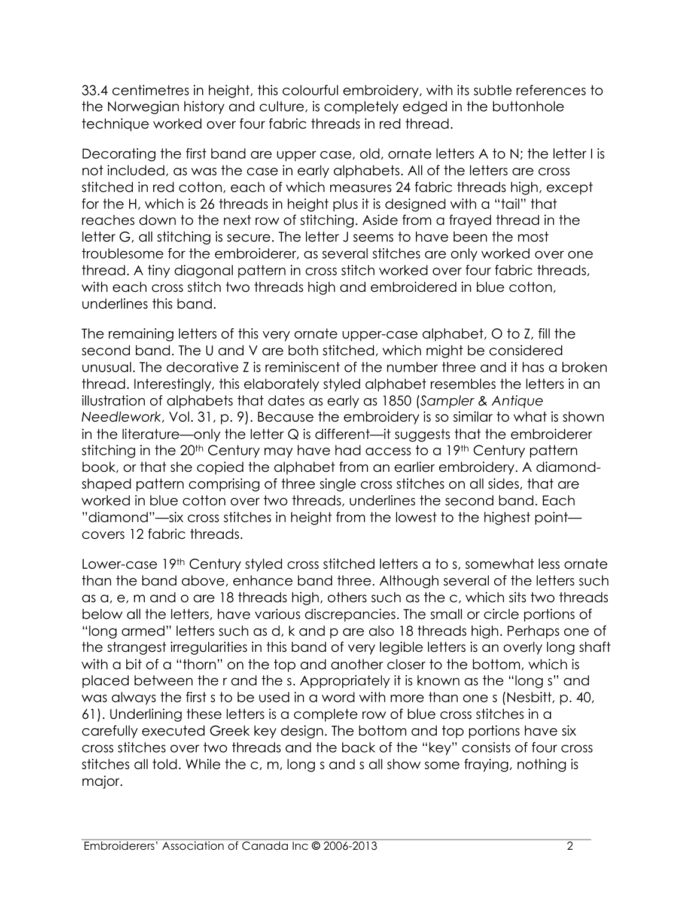33.4 centimetres in height, this colourful embroidery, with its subtle references to the Norwegian history and culture, is completely edged in the buttonhole technique worked over four fabric threads in red thread.

Decorating the first band are upper case, old, ornate letters A to N; the letter I is not included, as was the case in early alphabets. All of the letters are cross stitched in red cotton, each of which measures 24 fabric threads high, except for the H, which is 26 threads in height plus it is designed with a "tail" that reaches down to the next row of stitching. Aside from a frayed thread in the letter G, all stitching is secure. The letter J seems to have been the most troublesome for the embroiderer, as several stitches are only worked over one thread. A tiny diagonal pattern in cross stitch worked over four fabric threads, with each cross stitch two threads high and embroidered in blue cotton, underlines this band.

The remaining letters of this very ornate upper-case alphabet, O to Z, fill the second band. The U and V are both stitched, which might be considered unusual. The decorative Z is reminiscent of the number three and it has a broken thread. Interestingly, this elaborately styled alphabet resembles the letters in an illustration of alphabets that dates as early as 1850 (*Sampler & Antique Needlework*, Vol. 31, p. 9). Because the embroidery is so similar to what is shown in the literature—only the letter Q is different—it suggests that the embroiderer stitching in the 20th Century may have had access to a 19th Century pattern book, or that she copied the alphabet from an earlier embroidery. A diamond-shaped pattern comprising of three single cross stitches on all sides, that are worked in blue cotton over two threads, underlines the second band. Each "diamond"—six cross stitches in height from the lowest to the highest point—covers 12 fabric threads.

Lower-case 19th Century styled cross stitched letters a to s, somewhat less ornate than the band above, enhance band three. Although several of the letters such as a, e, m and o are 18 threads high, others such as the c, which sits two threads below all the letters, have various discrepancies. The small or circle portions of "long armed" letters such as d, k and p are also 18 threads high. Perhaps one of the strangest irregularities in this band of very legible letters is an overly long shaft with a bit of a "thorn" on the top and another closer to the bottom, which is placed between the r and the s. Appropriately it is known as the "long s" and was always the first s to be used in a word with more than one s (Nesbitt, p. 40, 61). Underlining these letters is a complete row of blue cross stitches in a carefully executed Greek key design. The bottom and top portions have six cross stitches over two threads and the back of the "key" consists of four cross stitches all told. While the c, m, long s and s all show some fraying, nothing is major.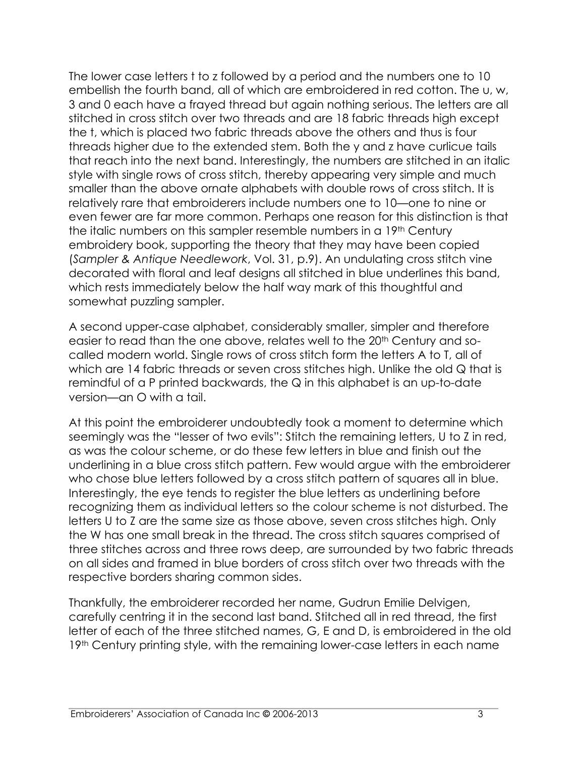The lower case letters t to z followed by a period and the numbers one to 10 embellish the fourth band, all of which are embroidered in red cotton. The u, w, 3 and 0 each have a frayed thread but again nothing serious. The letters are all stitched in cross stitch over two threads and are 18 fabric threads high except the t, which is placed two fabric threads above the others and thus is four threads higher due to the extended stem. Both the y and z have curlicue tails that reach into the next band. Interestingly, the numbers are stitched in an italic style with single rows of cross stitch, thereby appearing very simple and much smaller than the above ornate alphabets with double rows of cross stitch. It is relatively rare that embroiderers include numbers one to 10—one to nine or even fewer are far more common. Perhaps one reason for this distinction is that the italic numbers on this sampler resemble numbers in a 19th Century embroidery book, supporting the theory that they may have been copied (*Sampler & Antique Needlework*, Vol. 31, p.9). An undulating cross stitch vine decorated with floral and leaf designs all stitched in blue underlines this band, which rests immediately below the half way mark of this thoughtful and somewhat puzzling sampler.

A second upper-case alphabet, considerably smaller, simpler and therefore easier to read than the one above, relates well to the 20th Century and so-called modern world. Single rows of cross stitch form the letters A to T, all of which are 14 fabric threads or seven cross stitches high. Unlike the old Q that is remindful of a P printed backwards, the Q in this alphabet is an up-to-date version—an O with a tail.

At this point the embroiderer undoubtedly took a moment to determine which seemingly was the "lesser of two evils": Stitch the remaining letters, U to Z in red, as was the colour scheme, or do these few letters in blue and finish out the underlining in a blue cross stitch pattern. Few would argue with the embroiderer who chose blue letters followed by a cross stitch pattern of squares all in blue. Interestingly, the eye tends to register the blue letters as underlining before recognizing them as individual letters so the colour scheme is not disturbed. The letters U to Z are the same size as those above, seven cross stitches high. Only the W has one small break in the thread. The cross stitch squares comprised of three stitches across and three rows deep, are surrounded by two fabric threads on all sides and framed in blue borders of cross stitch over two threads with the respective borders sharing common sides.

Thankfully, the embroiderer recorded her name, Gudrun Emilie Delvigen, carefully centring it in the second last band. Stitched all in red thread, the first letter of each of the three stitched names, G, E and D, is embroidered in the old 19th Century printing style, with the remaining lower-case letters in each name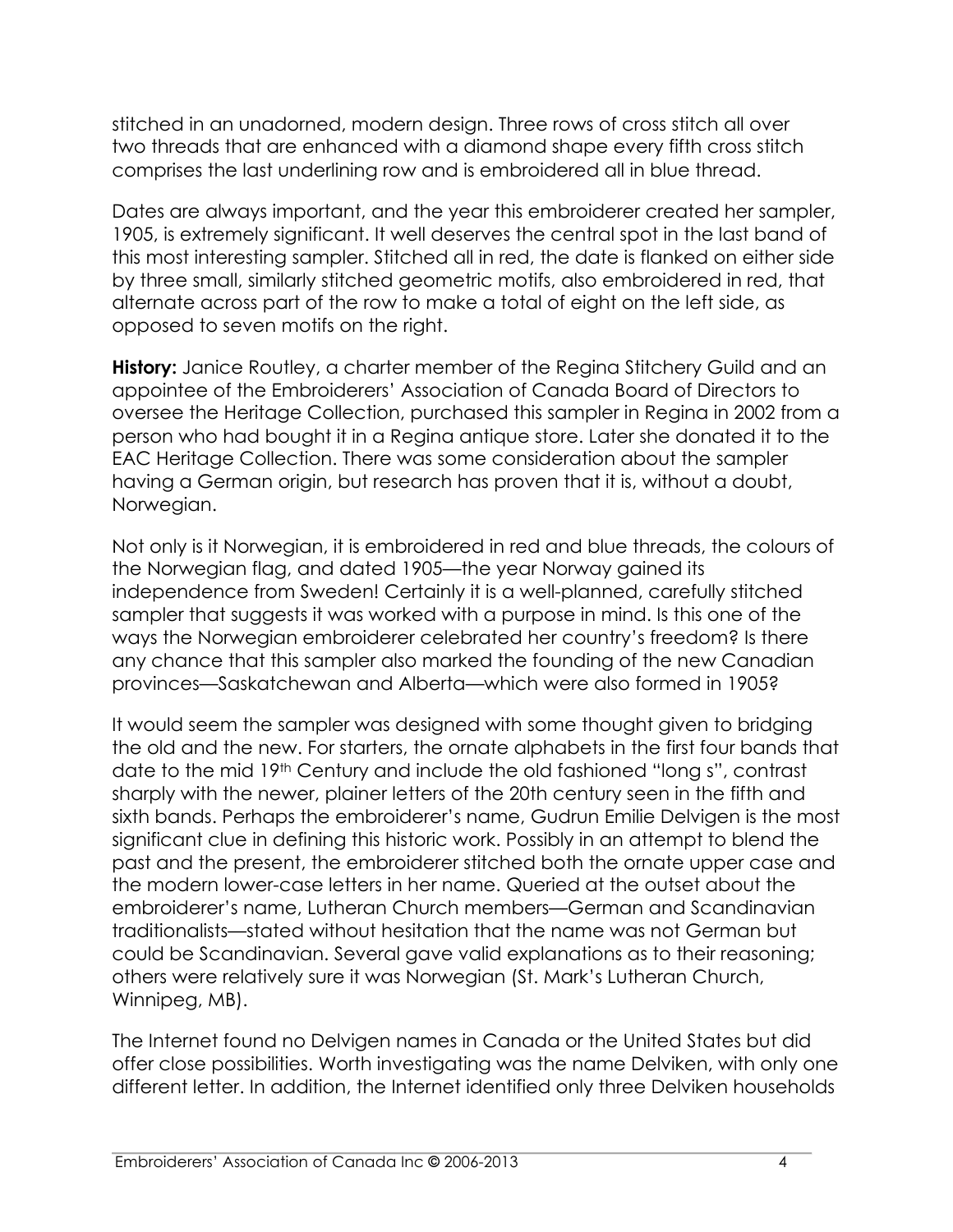stitched in an unadorned, modern design. Three rows of cross stitch all over two threads that are enhanced with a diamond shape every fifth cross stitch comprises the last underlining row and is embroidered all in blue thread.

Dates are always important, and the year this embroiderer created her sampler, 1905, is extremely significant. It well deserves the central spot in the last band of this most interesting sampler. Stitched all in red, the date is flanked on either side by three small, similarly stitched geometric motifs, also embroidered in red, that alternate across part of the row to make a total of eight on the left side, as opposed to seven motifs on the right.

**History:** Janice Routley, a charter member of the Regina Stitchery Guild and an appointee of the Embroiderers' Association of Canada Board of Directors to oversee the Heritage Collection, purchased this sampler in Regina in 2002 from a person who had bought it in a Regina antique store. Later she donated it to the EAC Heritage Collection. There was some consideration about the sampler having a German origin, but research has proven that it is, without a doubt, Norwegian.

Not only is it Norwegian, it is embroidered in red and blue threads, the colours of the Norwegian flag, and dated 1905—the year Norway gained its independence from Sweden! Certainly it is a well-planned, carefully stitched sampler that suggests it was worked with a purpose in mind. Is this one of the ways the Norwegian embroiderer celebrated her country's freedom? Is there any chance that this sampler also marked the founding of the new Canadian provinces—Saskatchewan and Alberta—which were also formed in 1905?

It would seem the sampler was designed with some thought given to bridging the old and the new. For starters, the ornate alphabets in the first four bands that date to the mid 19th Century and include the old fashioned "long s", contrast sharply with the newer, plainer letters of the 20th century seen in the fifth and sixth bands. Perhaps the embroiderer's name, Gudrun Emilie Delvigen is the most significant clue in defining this historic work. Possibly in an attempt to blend the past and the present, the embroiderer stitched both the ornate upper case and the modern lower-case letters in her name. Queried at the outset about the embroiderer's name, Lutheran Church members—German and Scandinavian traditionalists—stated without hesitation that the name was not German but could be Scandinavian. Several gave valid explanations as to their reasoning; others were relatively sure it was Norwegian (St. Mark's Lutheran Church, Winnipeg, MB).

The Internet found no Delvigen names in Canada or the United States but did offer close possibilities. Worth investigating was the name Delviken, with only one different letter. In addition, the Internet identified only three Delviken households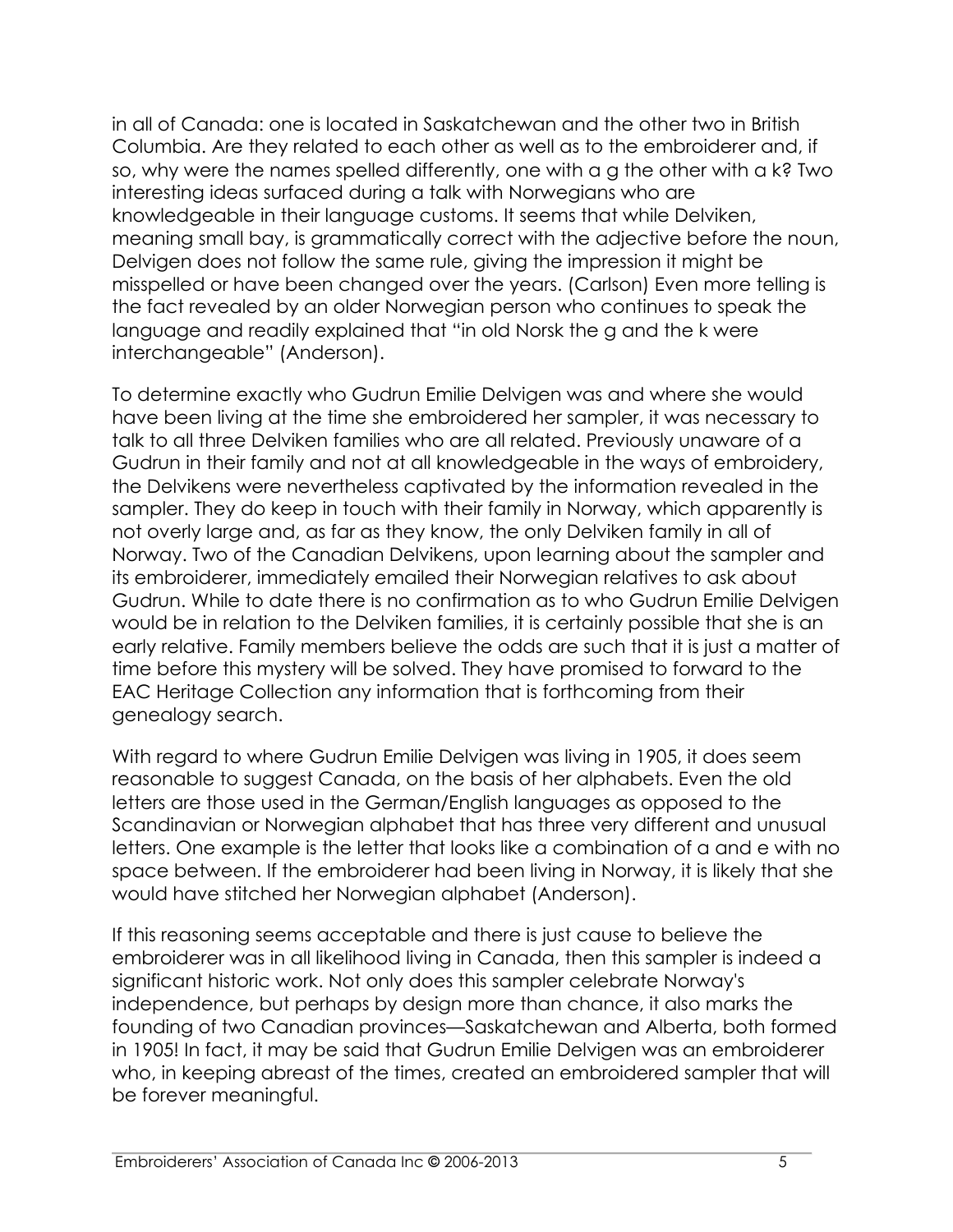in all of Canada: one is located in Saskatchewan and the other two in British Columbia. Are they related to each other as well as to the embroiderer and, if so, why were the names spelled differently, one with a g the other with a k? Two interesting ideas surfaced during a talk with Norwegians who are knowledgeable in their language customs. It seems that while Delviken, meaning small bay, is grammatically correct with the adjective before the noun, Delvigen does not follow the same rule, giving the impression it might be misspelled or have been changed over the years. (Carlson) Even more telling is the fact revealed by an older Norwegian person who continues to speak the language and readily explained that "in old Norsk the g and the k were interchangeable" (Anderson).

To determine exactly who Gudrun Emilie Delvigen was and where she would have been living at the time she embroidered her sampler, it was necessary to talk to all three Delviken families who are all related. Previously unaware of a Gudrun in their family and not at all knowledgeable in the ways of embroidery, the Delvikens were nevertheless captivated by the information revealed in the sampler. They do keep in touch with their family in Norway, which apparently is not overly large and, as far as they know, the only Delviken family in all of Norway. Two of the Canadian Delvikens, upon learning about the sampler and its embroiderer, immediately emailed their Norwegian relatives to ask about Gudrun. While to date there is no confirmation as to who Gudrun Emilie Delvigen would be in relation to the Delviken families, it is certainly possible that she is an early relative. Family members believe the odds are such that it is just a matter of time before this mystery will be solved. They have promised to forward to the EAC Heritage Collection any information that is forthcoming from their genealogy search.

With regard to where Gudrun Emilie Delvigen was living in 1905, it does seem reasonable to suggest Canada, on the basis of her alphabets. Even the old letters are those used in the German/English languages as opposed to the Scandinavian or Norwegian alphabet that has three very different and unusual letters. One example is the letter that looks like a combination of a and e with no space between. If the embroiderer had been living in Norway, it is likely that she would have stitched her Norwegian alphabet (Anderson).

If this reasoning seems acceptable and there is just cause to believe the embroiderer was in all likelihood living in Canada, then this sampler is indeed a significant historic work. Not only does this sampler celebrate Norway's independence, but perhaps by design more than chance, it also marks the founding of two Canadian provinces—Saskatchewan and Alberta, both formed in 1905! In fact, it may be said that Gudrun Emilie Delvigen was an embroiderer who, in keeping abreast of the times, created an embroidered sampler that will be forever meaningful.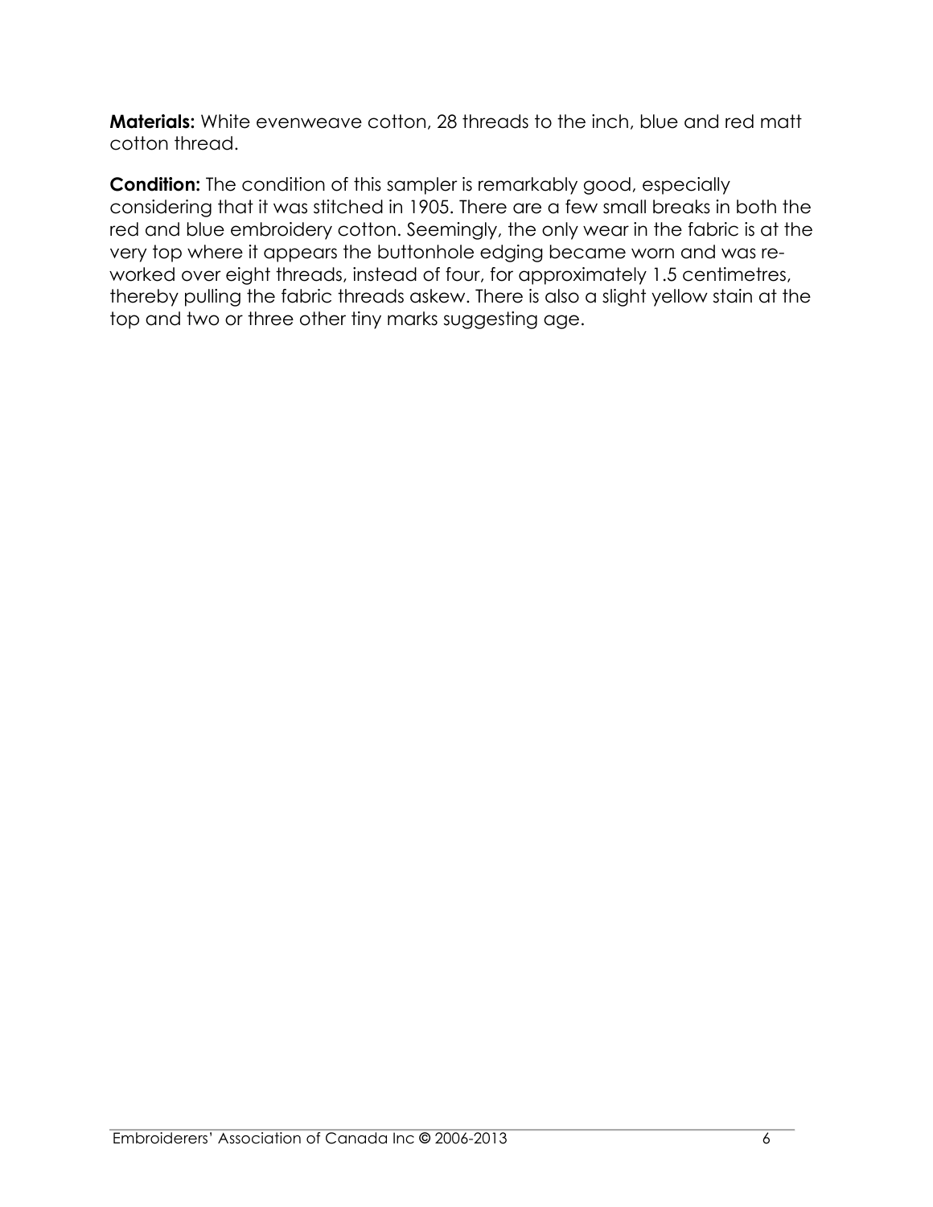**Materials:** White evenweave cotton, 28 threads to the inch, blue and red matt cotton thread.

**Condition:** The condition of this sampler is remarkably good, especially considering that it was stitched in 1905. There are a few small breaks in both the red and blue embroidery cotton. Seemingly, the only wear in the fabric is at the very top where it appears the buttonhole edging became worn and was re-worked over eight threads, instead of four, for approximately 1.5 centimetres, thereby pulling the fabric threads askew. There is also a slight yellow stain at the top and two or three other tiny marks suggesting age.